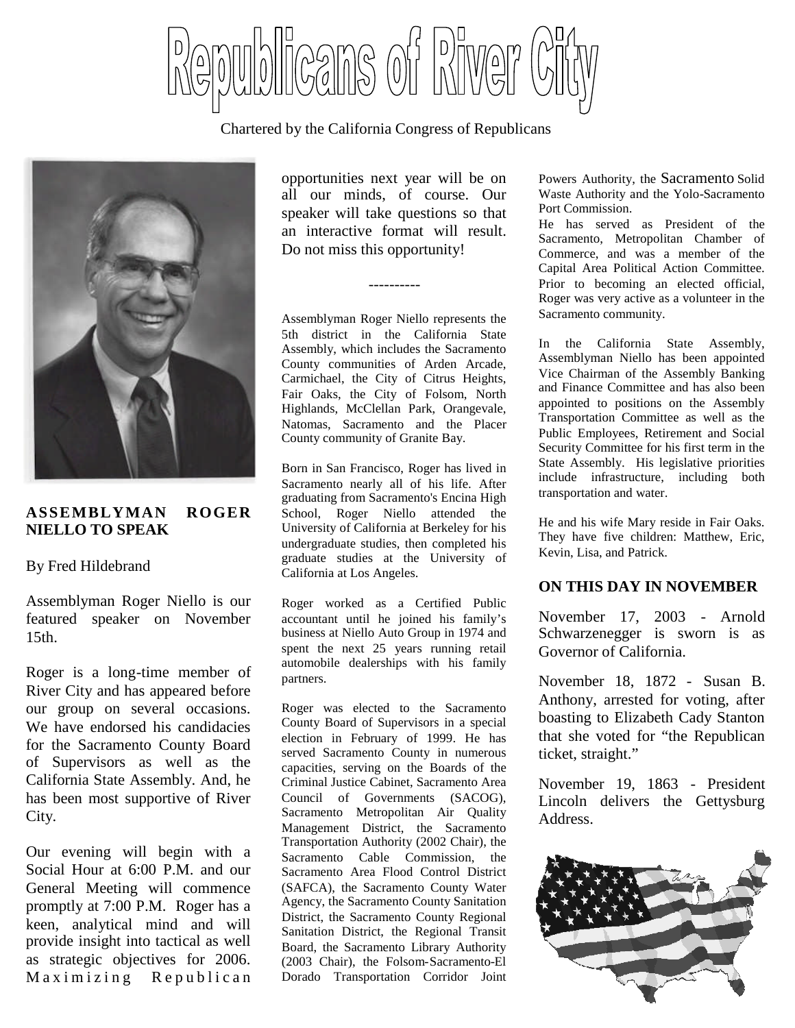# Republicans of River City

Chartered by the California Congress of Republicans

## ASSEMBLYMAN ROGER NIELLO TO SPEAK

By Fred Hildebrand

Assemblyman Roger Niello is our featured speaker on November 15th.

Roger is a long-time member of River City and has appeared before our group on several occasions. We have endorsed his candidacies for the Sacramento County Board of Supervisors as well as the California State Assembly. And, he has been most supportive of River City.

Our evening will begin with a Social Hour at 6:00 P.M. and our General Meeting will commence promptly at 7:00 P.M. Roger has a keen, analytical mind and will provide insight into tactical as well as strategic objectives for 2006. Maximizing Republican opportunities next year will be on all our minds, of course. Our speaker will take questions so that an interactive format will result. Do not miss this opportunity!

----------

Assemblyman Roger Niello represents the 5th district in the California State Assembly, which includes the Sacramento County communities of Arden Arcade, Carmichael, the City of Citrus Heights, Fair Oaks, the City of Folsom, North Highlands, McClellan Park, Orangevale, Natomas, Sacramento and the Placer County community of Granite Bay.

Born in San Francisco, Roger has lived in Sacramento nearly all of his life. After graduating from Sacramento's Encina High School, Roger Niello attended the University of California at Berkeley for his undergraduate studies, then completed his graduate studies at the University of California at Los Angeles.

Roger worked as a Certified Public accountant until he joined his family's business at Niello Auto Group in 1974 and spent the next 25 years running retail automobile dealerships with his family partners.

Roger was elected to the Sacramento County Board of Supervisors in a special election in February of 1999. He has served Sacramento County in numerous capacities, serving on the Boards of the Criminal Justice Cabinet, Sacramento Area Council of Governments (SACOG), Sacramento Metropolitan Air Quality Management District, the Sacramento Transportation Authority (2002 Chair), the Sacramento Cable Commission, the Sacramento Area Flood Control District (SAFCA), the Sacramento County Water Agency, the Sacramento County Sanitation District, the Sacramento County Regional Sanitation District, the Regional Transit Board, the Sacramento Library Authority (2003 Chair), the Folsom-Sacramento-El Dorado Transportation Corridor Joint Powers Authority, the Sacramento Solid Waste Authority and the Yolo-Sacramento Port Commission.

He has served as President of the Sacramento, Metropolitan Chamber of Commerce, and was a member of the Capital Area Political Action Committee. Prior to becoming an elected official, Roger was very active as a volunteer in the Sacramento community.

In the California State Assembly, Assemblyman Niello has been appointed Vice Chairman of the Assembly Banking and Finance Committee and has also been appointed to positions on the Assembly Transportation Committee as well as the Public Employees, Retirement and Social Security Committee for his first term in the State Assembly. His legislative priorities include infrastructure, including both transportation and water.

He and his wife Mary reside in Fair Oaks. They have five children: Matthew, Eric, Kevin, Lisa, and Patrick.

## ON THIS DAY IN NOVEMBER

November 17, 2003 - Arnold Schwarzenegger is sworn is as Governor of California.

November 18, 1872 - Susan B. Anthony, arrested for voting, after boasting to Elizabeth Cady Stanton that she voted for "the Republican ticket, straight."

November 19, 1863 - President Lincoln delivers the Gettysburg Address.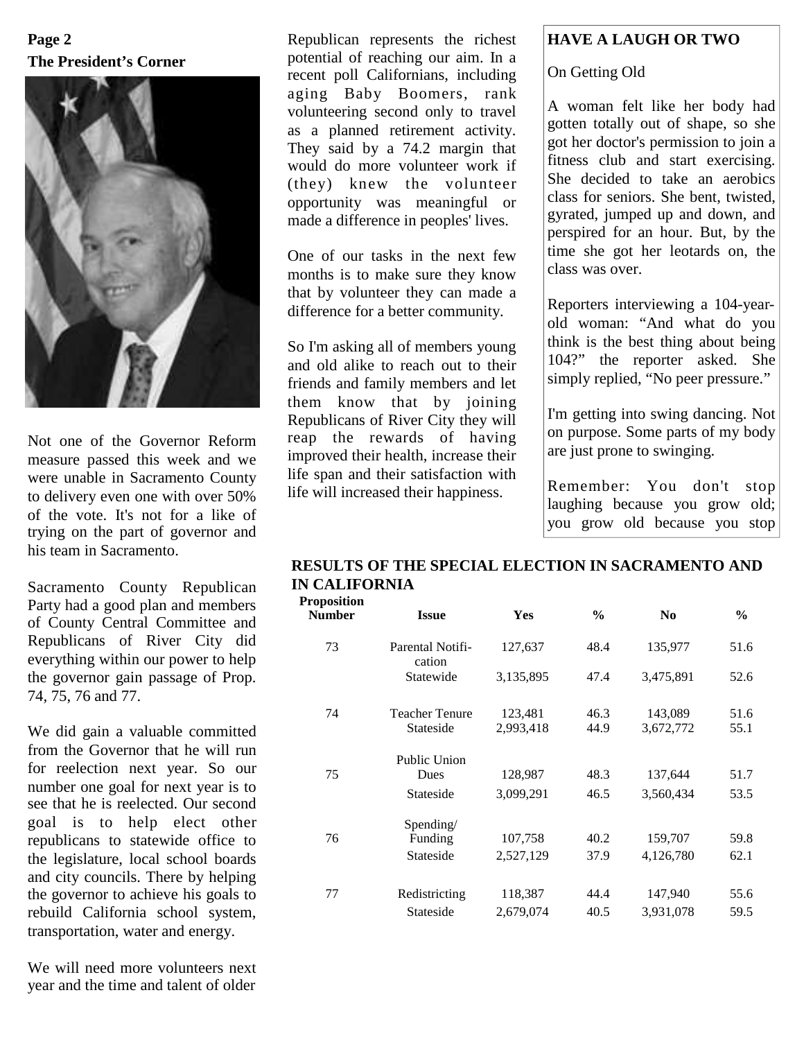**Page 2**

**The President's Corner**

Not one of the Governor Reform measure passed this week and we were unable in Sacramento County to delivery even one with over 50% of the vote. It's not for a like of trying on the part of governor and his team in Sacramento.

Sacramento County Republican Party had a good plan and members of County Central Committee and Republicans of River City did everything within our power to help the governor gain passage of Prop. 74, 75, 76 and 77.

We did gain a valuable committed from the Governor that he will run for reelection next year. So our number one goal for next year is to see that he is reelected. Our second goal is to help elect other republicans to statewide office to the legislature, local school boards and city councils. There by helping the governor to achieve his goals to rebuild California school system, transportation, water and energy.

We will need more volunteers next year and the time and talent of older Republican represents the richest potential of reaching our aim. In a recent poll Californians, including aging Baby Boomers, rank volunteering second only to travel as a planned retirement activity. They said by a 74.2 margin that would do more volunteer work if (they) knew the volunteer opportunity was meaningful or made a difference in peoples' lives.

One of our tasks in the next few months is to make sure they know that by volunteer they can made a difference for a better community.

So I'm asking all of members young and old alike to reach out to their friends and family members and let them know that by joining Republicans of River City they will reap the rewards of having improved their health, increase their life span and their satisfaction with life will increased their happiness.

## HAVE A LAUGH OR TWO

On Getting Old

A woman felt like her body had gotten totally out of shape, so she got her doctor's permission to join a fitness club and start exercising. She decided to take an aerobics class for seniors. She bent, twisted, gyrated, jumped up and down, and perspired for an hour. But, by the time she got her leotards on, the class was over.

Reporters interviewing a 104-year-old woman: "And what do you think is the best thing about being 104?" the reporter asked. She simply replied, "No peer pressure."

I'm getting into swing dancing. Not on purpose. Some parts of my body are just prone to swinging.

Remember: You don't stop laughing because you grow old; you grow old because you stop

## RESULTS OF THE SPECIAL ELECTION IN SACRAMENTO AND IN CALIFORNIA

| Proposition Number | Issue | Yes | % | No | % |
|---|---|---|---|---|---|
| 73 | Parental Notification | 127,637 | 48.4 | 135,977 | 51.6 |
| | Statewide | 3,135,895 | 47.4 | 3,475,891 | 52.6 |
| 74 | Teacher Tenure | 123,481 | 46.3 | 143,089 | 51.6 |
| | Stateside | 2,993,418 | 44.9 | 3,672,772 | 55.1 |
| 75 | Public Union Dues | 128,987 | 48.3 | 137,644 | 51.7 |
| | Stateside | 3,099,291 | 46.5 | 3,560,434 | 53.5 |
| 76 | Spending/ Funding | 107,758 | 40.2 | 159,707 | 59.8 |
| | Stateside | 2,527,129 | 37.9 | 4,126,780 | 62.1 |
| 77 | Redistricting | 118,387 | 44.4 | 147,940 | 55.6 |
| | Stateside | 2,679,074 | 40.5 | 3,931,078 | 59.5 |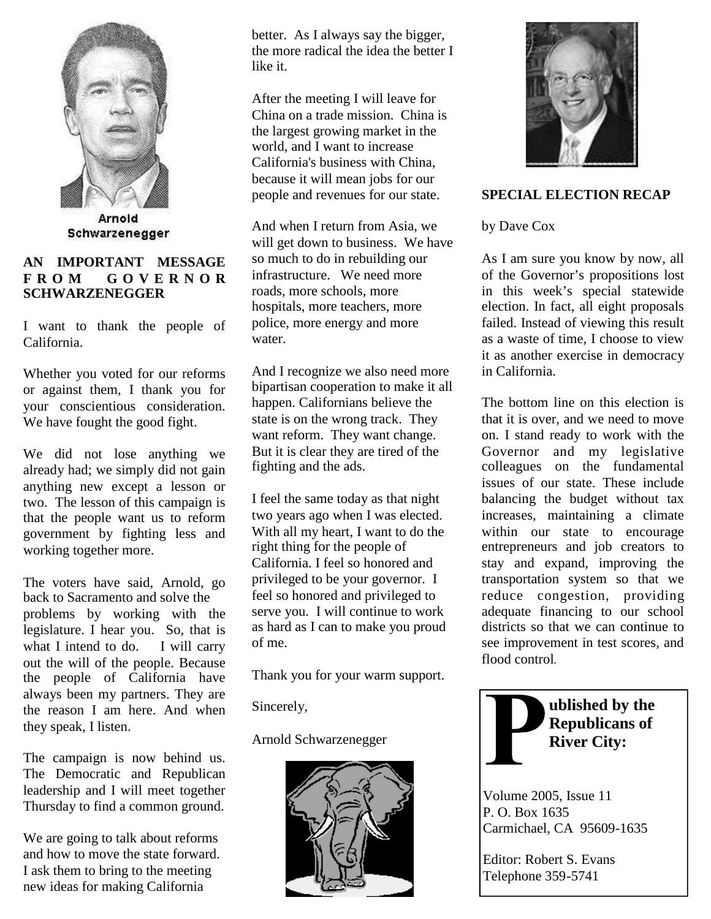Arnold Schwarzenegger

## AN IMPORTANT MESSAGE FROM GOVERNOR SCHWARZENEGGER

I want to thank the people of California.

Whether you voted for our reforms or against them, I thank you for your conscientious consideration. We have fought the good fight.

We did not lose anything we already had; we simply did not gain anything new except a lesson or two. The lesson of this campaign is that the people want us to reform government by fighting less and working together more.

The voters have said, Arnold, go back to Sacramento and solve the problems by working with the legislature. I hear you. So, that is what I intend to do. I will carry out the will of the people. Because the people of California have always been my partners. They are the reason I am here. And when they speak, I listen.

The campaign is now behind us. The Democratic and Republican leadership and I will meet together Thursday to find a common ground.

We are going to talk about reforms and how to move the state forward. I ask them to bring to the meeting new ideas for making California better. As I always say the bigger, the more radical the idea the better I like it.

After the meeting I will leave for China on a trade mission. China is the largest growing market in the world, and I want to increase California's business with China, because it will mean jobs for our people and revenues for our state.

And when I return from Asia, we will get down to business. We have so much to do in rebuilding our infrastructure. We need more roads, more schools, more hospitals, more teachers, more police, more energy and more water.

And I recognize we also need more bipartisan cooperation to make it all happen. Californians believe the state is on the wrong track. They want reform. They want change. But it is clear they are tired of the fighting and the ads.

I feel the same today as that night two years ago when I was elected. With all my heart, I want to do the right thing for the people of California. I feel so honored and privileged to be your governor. I feel so honored and privileged to serve you. I will continue to work as hard as I can to make you proud of me.

Thank you for your warm support.

Sincerely,

Arnold Schwarzenegger

## SPECIAL ELECTION RECAP

by Dave Cox

As I am sure you know by now, all of the Governor's propositions lost in this week's special statewide election. In fact, all eight proposals failed. Instead of viewing this result as a waste of time, I choose to view it as another exercise in democracy in California.

The bottom line on this election is that it is over, and we need to move on. I stand ready to work with the Governor and my legislative colleagues on the fundamental issues of our state. These include balancing the budget without tax increases, maintaining a climate within our state to encourage entrepreneurs and job creators to stay and expand, improving the transportation system so that we reduce congestion, providing adequate financing to our school districts so that we can continue to see improvement in test scores, and flood control.

**Published by the Republicans of River City:**

Volume 2005, Issue 11
P. O. Box 1635
Carmichael, CA 95609-1635

Editor: Robert S. Evans
Telephone 359-5741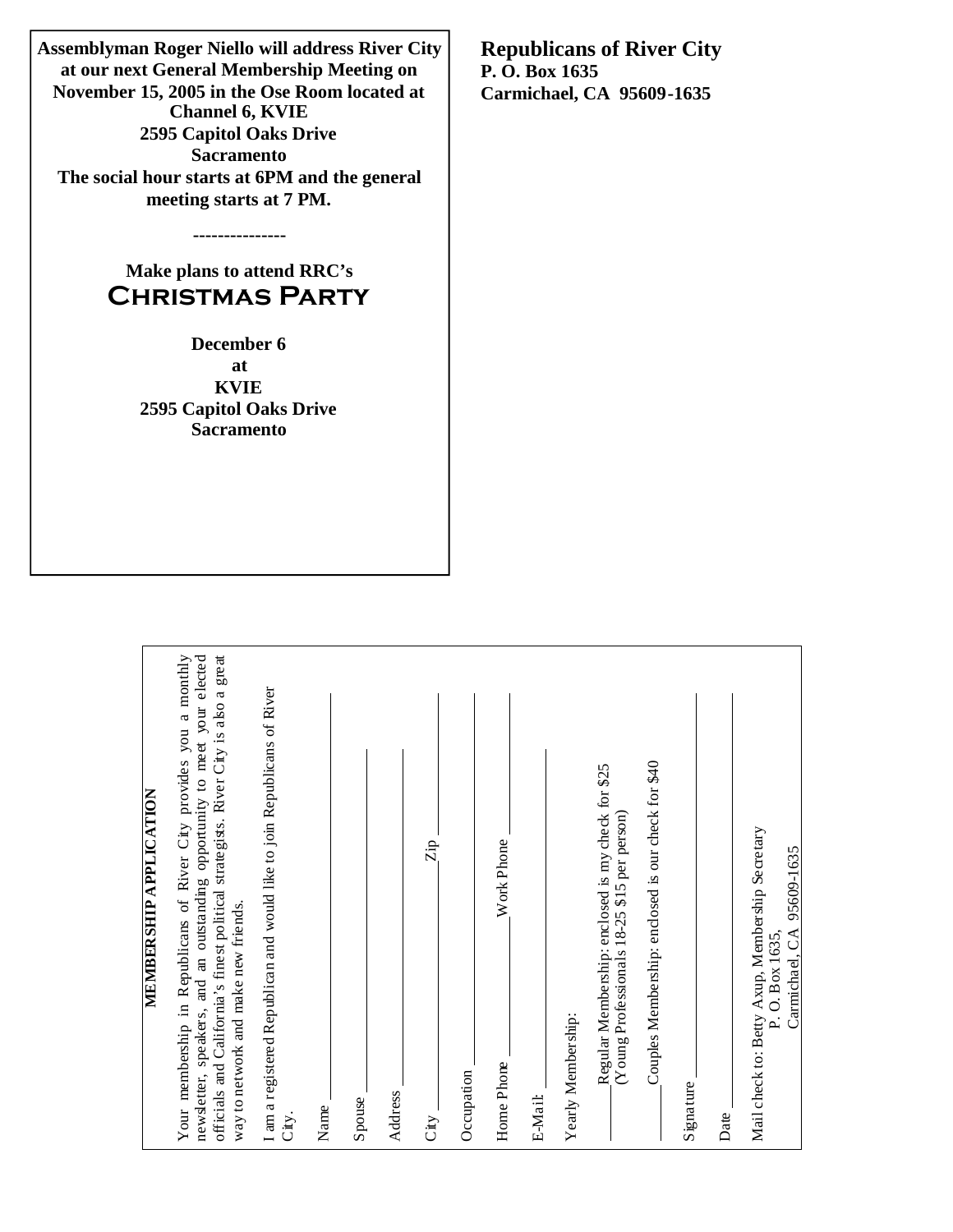**Assemblyman Roger Niello will address River City at our next General Membership Meeting on November 15, 2005 in the Ose Room located at Channel 6, KVIE**
**2595 Capitol Oaks Drive**
**Sacramento**
**The social hour starts at 6PM and the general meeting starts at 7 PM.**

---------------

**Make plans to attend RRC's**

## CHRISTMAS PARTY

**December 6**
**at**
**KVIE**
**2595 Capitol Oaks Drive**
**Sacramento**

**Republicans of River City**
**P. O. Box 1635**
**Carmichael, CA 95609-1635**

## MEMBERSHIP APPLICATION

Your membership in Republicans of River City provides you a monthly newsletter, speakers, and an outstanding opportunity to meet your elected officials and California's finest political strategists. River City is also a great way to network and make new friends.

I am a registered Republican and would like to join Republicans of River City.

Name ______________________________

Spouse ______________________________

Address ______________________________

City ______________________________ Zip ______________

Occupation ______________________________

Home Phone ______________ Work Phone ______________

E-Mail: ______________________________

Yearly Membership:

______ Regular Membership: enclosed is my check for $25
(Young Professionals 18-25 $15 per person)

______ Couples Membership: enclosed is our check for $40

Signature ______________________________

Date ______________________________

Mail check to: Betty Axup, Membership Secretary
P. O. Box 1635,
Carmichael, CA 95609-1635